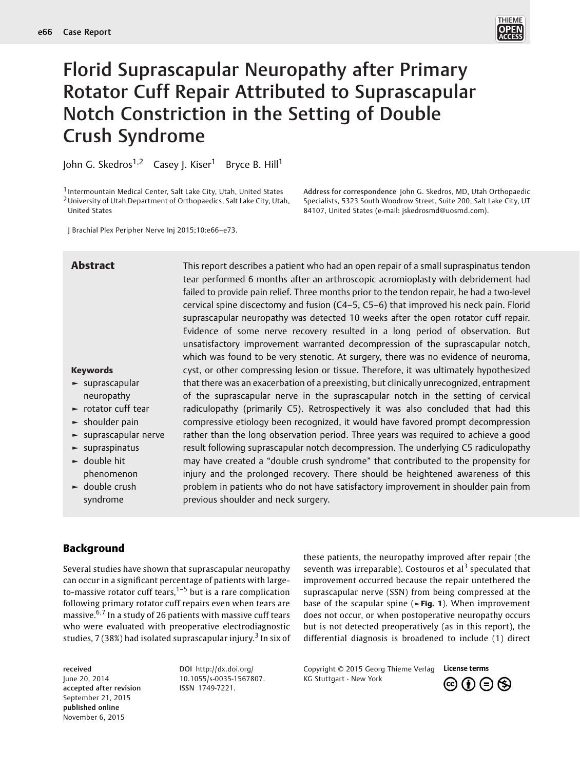# Florid Suprascapular Neuropathy after Primary Rotator Cuff Repair Attributed to Suprascapular Notch Constriction in the Setting of Double Crush Syndrome

John G. Skedros[1,2] Casey J. Kiser[1] Bryce B. Hill[1]

[1] Intermountain Medical Center, Salt Lake City, Utah, United States
[2] University of Utah Department of Orthopaedics, Salt Lake City, Utah, United States

**Address for correspondence** John G. Skedros, MD, Utah Orthopaedic Specialists, 5323 South Woodrow Street, Suite 200, Salt Lake City, UT 84107, United States (e-mail: jskedrosmd@uosmd.com).

J Brachial Plex Peripher Nerve Inj 2015;10:e66–e73.

## Abstract

This report describes a patient who had an open repair of a small supraspinatus tendon tear performed 6 months after an arthroscopic acromioplasty with debridement had failed to provide pain relief. Three months prior to the tendon repair, he had a two-level cervical spine discectomy and fusion (C4–5, C5–6) that improved his neck pain. Florid suprascapular neuropathy was detected 10 weeks after the open rotator cuff repair. Evidence of some nerve recovery resulted in a long period of observation. But unsatisfactory improvement warranted decompression of the suprascapular notch, which was found to be very stenotic. At surgery, there was no evidence of neuroma, cyst, or other compressing lesion or tissue. Therefore, it was ultimately hypothesized that there was an exacerbation of a preexisting, but clinically unrecognized, entrapment of the suprascapular nerve in the suprascapular notch in the setting of cervical radiculopathy (primarily C5). Retrospectively it was also concluded that had this compressive etiology been recognized, it would have favored prompt decompression rather than the long observation period. Three years was required to achieve a good result following suprascapular notch decompression. The underlying C5 radiculopathy may have created a "double crush syndrome" that contributed to the propensity for injury and the prolonged recovery. There should be heightened awareness of this problem in patients who do not have satisfactory improvement in shoulder pain from previous shoulder and neck surgery.

**Keywords**

- suprascapular neuropathy
- rotator cuff tear
- shoulder pain
- suprascapular nerve
- supraspinatus
- double hit phenomenon
- double crush syndrome

## Background

Several studies have shown that suprascapular neuropathy can occur in a significant percentage of patients with large-to-massive rotator cuff tears,[1–5] but is a rare complication following primary rotator cuff repairs even when tears are massive.[6,7] In a study of 26 patients with massive cuff tears who were evaluated with preoperative electrodiagnostic studies, 7 (38%) had isolated suprascapular injury.[3] In six of these patients, the neuropathy improved after repair (the seventh was irreparable). Costouros et al[3] speculated that improvement occurred because the repair untethered the suprascapular nerve (SSN) from being compressed at the base of the scapular spine (►Fig. 1). When improvement does not occur, or when postoperative neuropathy occurs but is not detected preoperatively (as in this report), the differential diagnosis is broadened to include (1) direct

received June 20, 2014
accepted after revision September 21, 2015
published online November 6, 2015

DOI http://dx.doi.org/10.1055/s-0035-1567807.
ISSN 1749-7221.

Copyright © 2015 Georg Thieme Verlag KG Stuttgart · New York

License terms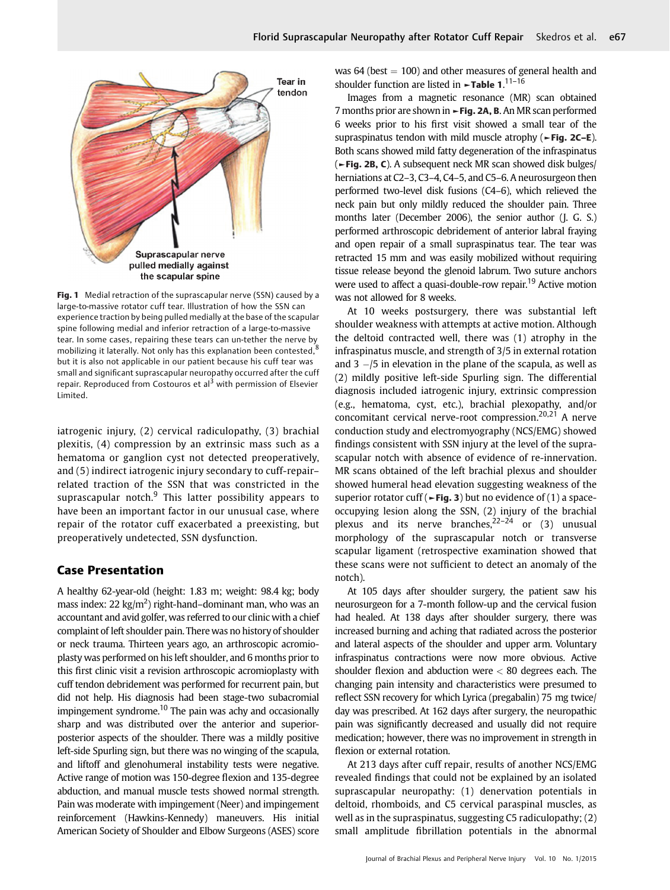Tear in tendon

Suprascapular nerve pulled medially against the scapular spine

**Fig. 1** Medial retraction of the suprascapular nerve (SSN) caused by a large-to-massive rotator cuff tear. Illustration of how the SSN can experience traction by being pulled medially at the base of the scapular spine following medial and inferior retraction of a large-to-massive tear. In some cases, repairing these tears can un-tether the nerve by mobilizing it laterally. Not only has this explanation been contested,[8] but it is also not applicable in our patient because his cuff tear was small and significant suprascapular neuropathy occurred after the cuff repair. Reproduced from Costouros et al[3] with permission of Elsevier Limited.

iatrogenic injury, (2) cervical radiculopathy, (3) brachial plexitis, (4) compression by an extrinsic mass such as a hematoma or ganglion cyst not detected preoperatively, and (5) indirect iatrogenic injury secondary to cuff-repair–related traction of the SSN that was constricted in the suprascapular notch.[9] This latter possibility appears to have been an important factor in our unusual case, where repair of the rotator cuff exacerbated a preexisting, but preoperatively undetected, SSN dysfunction.

## Case Presentation

A healthy 62-year-old (height: 1.83 m; weight: 98.4 kg; body mass index: 22 kg/m$^2$) right-hand–dominant man, who was an accountant and avid golfer, was referred to our clinic with a chief complaint of left shoulder pain. There was no history of shoulder or neck trauma. Thirteen years ago, an arthroscopic acromioplasty was performed on his left shoulder, and 6 months prior to this first clinic visit a revision arthroscopic acromioplasty with cuff tendon debridement was performed for recurrent pain, but did not help. His diagnosis had been stage-two subacromial impingement syndrome.[10] The pain was achy and occasionally sharp and was distributed over the anterior and superior-posterior aspects of the shoulder. There was a mildly positive left-side Spurling sign, but there was no winging of the scapula, and liftoff and glenohumeral instability tests were negative. Active range of motion was 150-degree flexion and 135-degree abduction, and manual muscle tests showed normal strength. Pain was moderate with impingement (Neer) and impingement reinforcement (Hawkins-Kennedy) maneuvers. His initial American Society of Shoulder and Elbow Surgeons (ASES) score was 64 (best = 100) and other measures of general health and shoulder function are listed in ►**Table 1**.[11–16]

Images from a magnetic resonance (MR) scan obtained 7 months prior are shown in ►**Fig. 2A, B**. An MR scan performed 6 weeks prior to his first visit showed a small tear of the supraspinatus tendon with mild muscle atrophy (►**Fig. 2C–E**). Both scans showed mild fatty degeneration of the infraspinatus (►**Fig. 2B, C**). A subsequent neck MR scan showed disk bulges/herniations at C2–3, C3–4, C4–5, and C5–6. A neurosurgeon then performed two-level disk fusions (C4–6), which relieved the neck pain but only mildly reduced the shoulder pain. Three months later (December 2006), the senior author (J. G. S.) performed arthroscopic debridement of anterior labral fraying and open repair of a small supraspinatus tear. The tear was retracted 15 mm and was easily mobilized without requiring tissue release beyond the glenoid labrum. Two suture anchors were used to affect a quasi-double-row repair.[19] Active motion was not allowed for 8 weeks.

At 10 weeks postsurgery, there was substantial left shoulder weakness with attempts at active motion. Although the deltoid contracted well, there was (1) atrophy in the infraspinatus muscle, and strength of 3/5 in external rotation and 3 −/5 in elevation in the plane of the scapula, as well as (2) mildly positive left-side Spurling sign. The differential diagnosis included iatrogenic injury, extrinsic compression (e.g., hematoma, cyst, etc.), brachial plexopathy, and/or concomitant cervical nerve-root compression.[20,21] A nerve conduction study and electromyography (NCS/EMG) showed findings consistent with SSN injury at the level of the suprascapular notch with absence of evidence of re-innervation. MR scans obtained of the left brachial plexus and shoulder showed humeral head elevation suggesting weakness of the superior rotator cuff (►**Fig. 3**) but no evidence of (1) a space-occupying lesion along the SSN, (2) injury of the brachial plexus and its nerve branches,[22–24] or (3) unusual morphology of the suprascapular notch or transverse scapular ligament (retrospective examination showed that these scans were not sufficient to detect an anomaly of the notch).

At 105 days after shoulder surgery, the patient saw his neurosurgeon for a 7-month follow-up and the cervical fusion had healed. At 138 days after shoulder surgery, there was increased burning and aching that radiated across the posterior and lateral aspects of the shoulder and upper arm. Voluntary infraspinatus contractions were now more obvious. Active shoulder flexion and abduction were < 80 degrees each. The changing pain intensity and characteristics were presumed to reflect SSN recovery for which Lyrica (pregabalin) 75 mg twice/day was prescribed. At 162 days after surgery, the neuropathic pain was significantly decreased and usually did not require medication; however, there was no improvement in strength in flexion or external rotation.

At 213 days after cuff repair, results of another NCS/EMG revealed findings that could not be explained by an isolated suprascapular neuropathy: (1) denervation potentials in deltoid, rhomboids, and C5 cervical paraspinal muscles, as well as in the supraspinatus, suggesting C5 radiculopathy; (2) small amplitude fibrillation potentials in the abnormal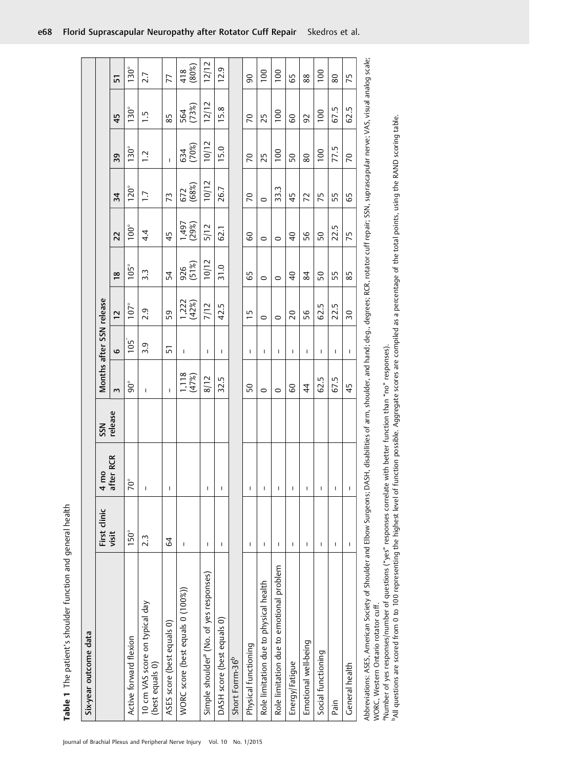**Table 1** The patient's shoulder function and general health

| Six-year outcome data | | | | | | | | | | | | |
|---|---|---|---|---|---|---|---|---|---|---|---|---|
| | First clinic visit | 4 mo after RCR | SSN release | Months after SSN release | | | | | | | | |
| | | | | 3 | 6 | 12 | 18 | 22 | 34 | 39 | 45 | 51 |
| Active forward flexion | 150° | 70° | | 90° | 105° | 107° | 105° | 100° | 120° | 130° | 130° | 130° |
| 10 cm VAS score on typical day (best equals 0) | 2.3 | – | | – | 3.9 | 2.9 | 3.3 | 4.4 | 1.7 | 1.2 | 1.5 | 2.7 |
| ASES score (best equals 0) | 64 | – | | – | 51 | 59 | 54 | 45 | 73 | – | 85 | 77 |
| WORC score (best equals 0 (100%)) | – | | | 1,118 (47%) | – | 1,222 (42%) | 926 (51%) | 1,497 (29%) | 672 (68%) | 634 (70%) | 564 (73%) | 418 (80%) |
| Simple shoulder[a] (No. of yes responses) | – | – | | 8/12 | – | 7/12 | 10/12 | 5/12 | 10/12 | 10/12 | 12/12 | 12/12 |
| DASH score (best equals 0) | – | – | | 32.5 | – | 42.5 | 31.0 | 62.1 | 26.7 | 15.0 | 15.8 | 12.9 |
| Short Forrm-36[b] | | | | | | | | | | | | |
| Physical functioning | – | – | | 50 | – | 15 | 65 | 60 | 70 | 70 | 70 | 90 |
| Role limitation due to physical health | – | – | | 0 | – | 0 | 0 | 0 | 0 | 25 | 25 | 100 |
| Role limitation due to emotional problem | – | – | | 0 | – | 0 | 0 | 0 | 33.3 | 100 | 100 | 100 |
| Energy/Fatigue | – | – | | 60 | – | 20 | 40 | 40 | 45 | 50 | 60 | 65 |
| Emotional well-being | – | – | | 44 | – | 56 | 84 | 56 | 72 | 80 | 92 | 88 |
| Social functioning | – | – | | 62.5 | – | 62.5 | 50 | 50 | 75 | 100 | 100 | 100 |
| Pain | – | – | | 67.5 | – | 22.5 | 55 | 22.5 | 55 | 77.5 | 67.5 | 80 |
| General health | – | – | | 45 | – | 30 | 85 | 75 | 65 | 70 | 62.5 | 75 |

Abbreviations: ASES, American Society of Shoulder and Elbow Surgeons; DASH, disabilities of arm, shoulder, and hand; deg., degrees; RCR, rotator cuff repair; SSN, suprascapular nerve; VAS, visual analog scale; WORC, Western Ontario rotator cuff.

[a]Number of yes responses/number of questions ("yes" responses correlate with better function than "no" responses).

[b]All questions are scored from 0 to 100 representing the highest level of function possible. Aggregate scores are compiled as a percentage of the total points, using the RAND scoring table.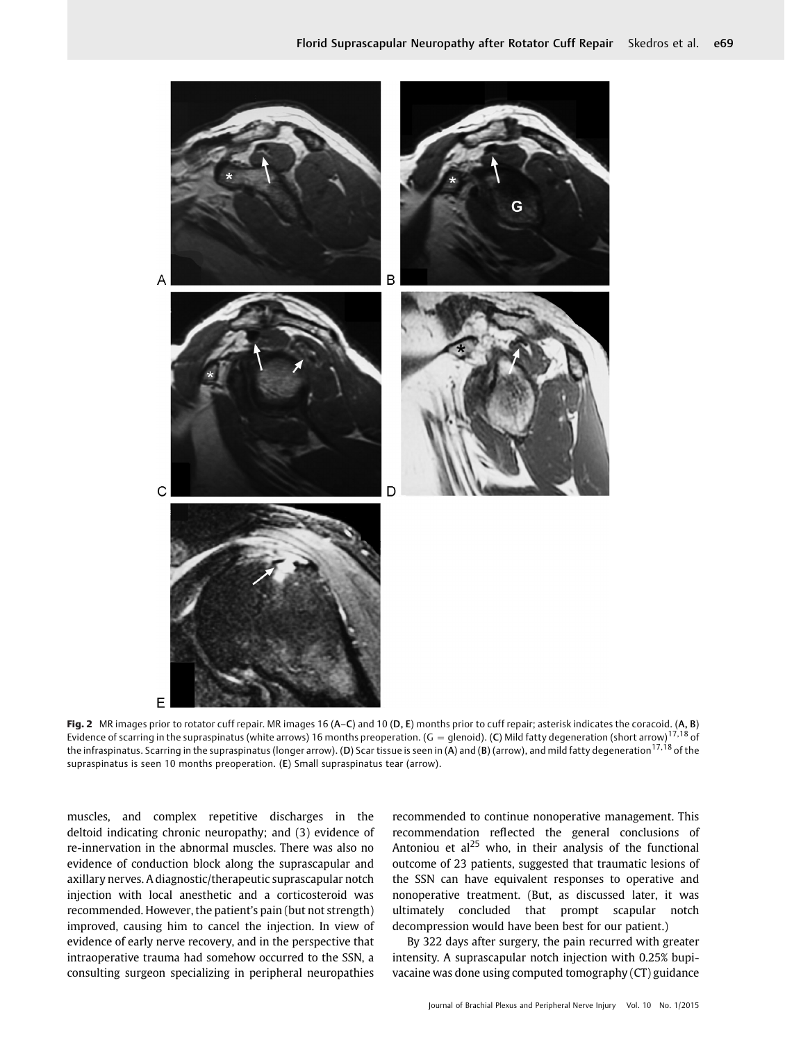**Fig. 2** MR images prior to rotator cuff repair. MR images 16 (A–C) and 10 (D, E) months prior to cuff repair; asterisk indicates the coracoid. (A, B) Evidence of scarring in the supraspinatus (white arrows) 16 months preoperation. (G = glenoid). (C) Mild fatty degeneration (short arrow)[17,18] of the infraspinatus. Scarring in the supraspinatus (longer arrow). (D) Scar tissue is seen in (A) and (B) (arrow), and mild fatty degeneration[17,18] of the supraspinatus is seen 10 months preoperation. (E) Small supraspinatus tear (arrow).

muscles, and complex repetitive discharges in the deltoid indicating chronic neuropathy; and (3) evidence of re-innervation in the abnormal muscles. There was also no evidence of conduction block along the suprascapular and axillary nerves. A diagnostic/therapeutic suprascapular notch injection with local anesthetic and a corticosteroid was recommended. However, the patient's pain (but not strength) improved, causing him to cancel the injection. In view of evidence of early nerve recovery, and in the perspective that intraoperative trauma had somehow occurred to the SSN, a consulting surgeon specializing in peripheral neuropathies recommended to continue nonoperative management. This recommendation reflected the general conclusions of Antoniou et al[25] who, in their analysis of the functional outcome of 23 patients, suggested that traumatic lesions of the SSN can have equivalent responses to operative and nonoperative treatment. (But, as discussed later, it was ultimately concluded that prompt scapular notch decompression would have been best for our patient.)

By 322 days after surgery, the pain recurred with greater intensity. A suprascapular notch injection with 0.25% bupivacaine was done using computed tomography (CT) guidance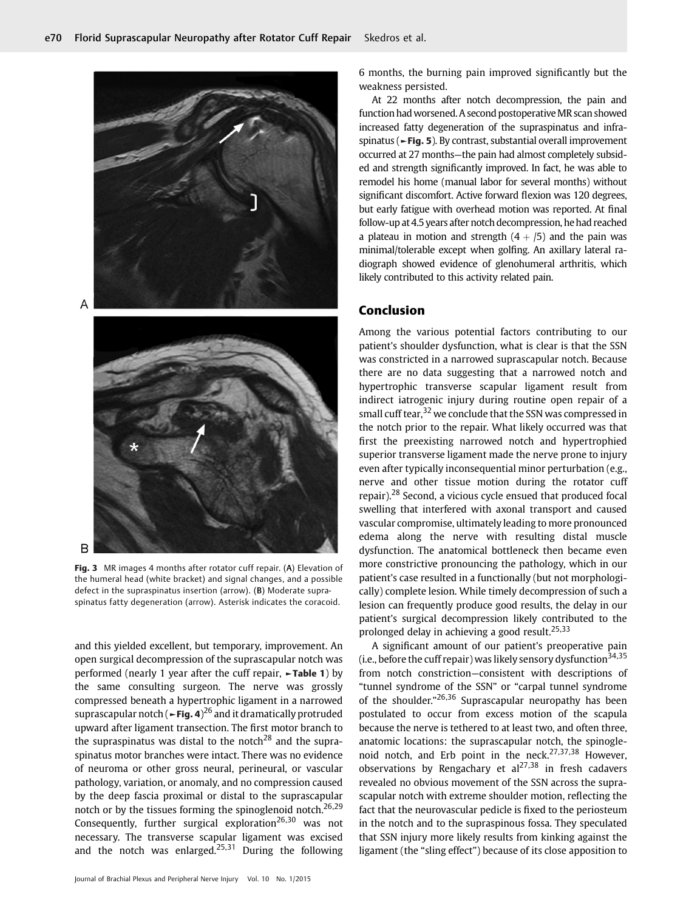Fig. 3 MR images 4 months after rotator cuff repair. (A) Elevation of the humeral head (white bracket) and signal changes, and a possible defect in the supraspinatus insertion (arrow). (B) Moderate supraspinatus fatty degeneration (arrow). Asterisk indicates the coracoid.

and this yielded excellent, but temporary, improvement. An open surgical decompression of the suprascapular notch was performed (nearly 1 year after the cuff repair, ►Table 1) by the same consulting surgeon. The nerve was grossly compressed beneath a hypertrophic ligament in a narrowed suprascapular notch (►Fig. 4)[26] and it dramatically protruded upward after ligament transection. The first motor branch to the supraspinatus was distal to the notch[28] and the supraspinatus motor branches were intact. There was no evidence of neuroma or other gross neural, perineural, or vascular pathology, variation, or anomaly, and no compression caused by the deep fascia proximal or distal to the suprascapular notch or by the tissues forming the spinoglenoid notch.[26,29] Consequently, further surgical exploration[26,30] was not necessary. The transverse scapular ligament was excised and the notch was enlarged.[25,31] During the following 6 months, the burning pain improved significantly but the weakness persisted.

At 22 months after notch decompression, the pain and function had worsened. A second postoperative MR scan showed increased fatty degeneration of the supraspinatus and infraspinatus (►Fig. 5). By contrast, substantial overall improvement occurred at 27 months—the pain had almost completely subsided and strength significantly improved. In fact, he was able to remodel his home (manual labor for several months) without significant discomfort. Active forward flexion was 120 degrees, but early fatigue with overhead motion was reported. At final follow-up at 4.5 years after notch decompression, he had reached a plateau in motion and strength (4 + /5) and the pain was minimal/tolerable except when golfing. An axillary lateral radiograph showed evidence of glenohumeral arthritis, which likely contributed to this activity related pain.

## Conclusion

Among the various potential factors contributing to our patient's shoulder dysfunction, what is clear is that the SSN was constricted in a narrowed suprascapular notch. Because there are no data suggesting that a narrowed notch and hypertrophic transverse scapular ligament result from indirect iatrogenic injury during routine open repair of a small cuff tear,[32] we conclude that the SSN was compressed in the notch prior to the repair. What likely occurred was that first the preexisting narrowed notch and hypertrophied superior transverse ligament made the nerve prone to injury even after typically inconsequential minor perturbation (e.g., nerve and other tissue motion during the rotator cuff repair).[28] Second, a vicious cycle ensued that produced focal swelling that interfered with axonal transport and caused vascular compromise, ultimately leading to more pronounced edema along the nerve with resulting distal muscle dysfunction. The anatomical bottleneck then became even more constrictive pronouncing the pathology, which in our patient's case resulted in a functionally (but not morphologically) complete lesion. While timely decompression of such a lesion can frequently produce good results, the delay in our patient's surgical decompression likely contributed to the prolonged delay in achieving a good result.[25,33]

A significant amount of our patient's preoperative pain (i.e., before the cuff repair) was likely sensory dysfunction[34,35] from notch constriction—consistent with descriptions of "tunnel syndrome of the SSN" or "carpal tunnel syndrome of the shoulder."[26,36] Suprascapular neuropathy has been postulated to occur from excess motion of the scapula because the nerve is tethered to at least two, and often three, anatomic locations: the suprascapular notch, the spinoglenoid notch, and Erb point in the neck.[27,37,38] However, observations by Rengachary et al[27,38] in fresh cadavers revealed no obvious movement of the SSN across the suprascapular notch with extreme shoulder motion, reflecting the fact that the neurovascular pedicle is fixed to the periosteum in the notch and to the supraspinous fossa. They speculated that SSN injury more likely results from kinking against the ligament (the "sling effect") because of its close apposition to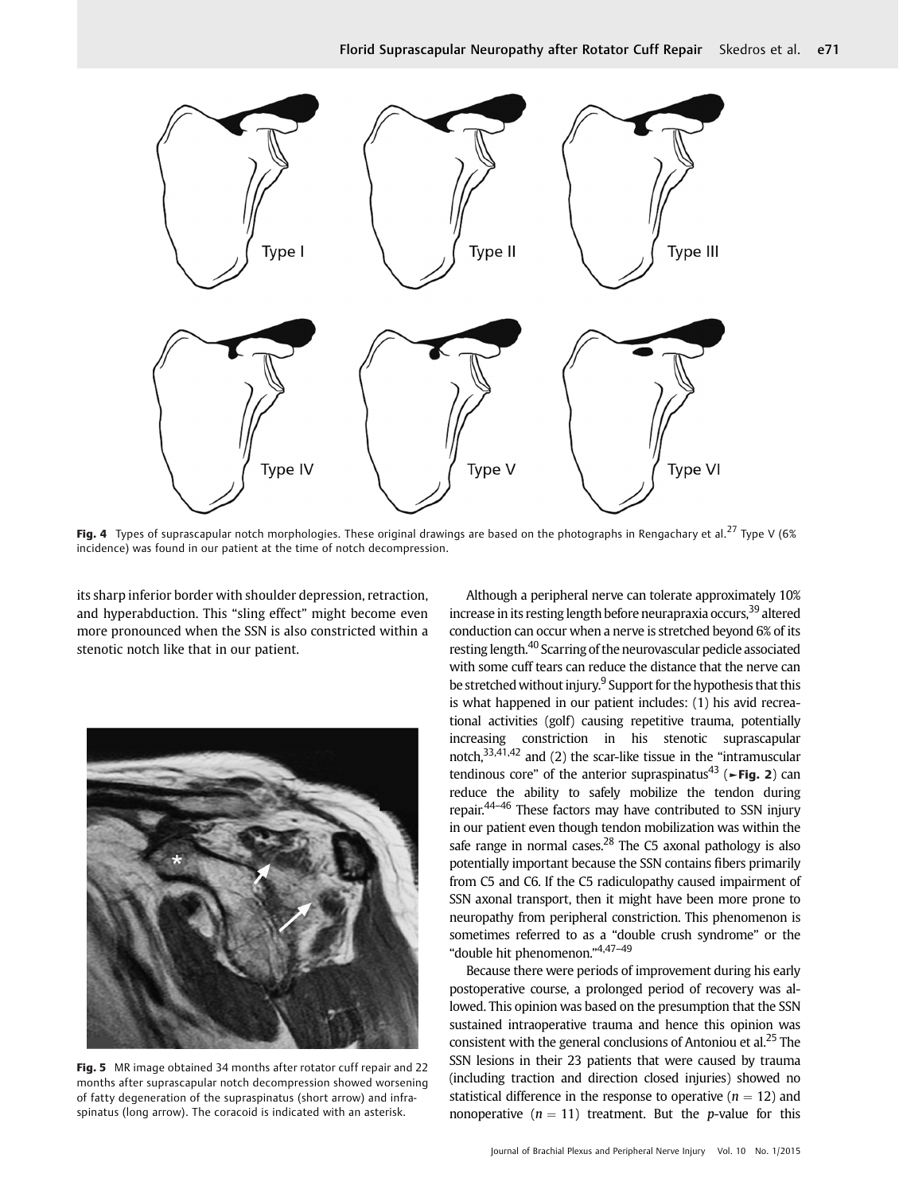Fig. 4 Types of suprascapular notch morphologies. These original drawings are based on the photographs in Rengachary et al.[27] Type V (6% incidence) was found in our patient at the time of notch decompression.

its sharp inferior border with shoulder depression, retraction, and hyperabduction. This "sling effect" might become even more pronounced when the SSN is also constricted within a stenotic notch like that in our patient.

Fig. 5 MR image obtained 34 months after rotator cuff repair and 22 months after suprascapular notch decompression showed worsening of fatty degeneration of the supraspinatus (short arrow) and infraspinatus (long arrow). The coracoid is indicated with an asterisk.

Although a peripheral nerve can tolerate approximately 10% increase in its resting length before neurapraxia occurs,[39] altered conduction can occur when a nerve is stretched beyond 6% of its resting length.[40] Scarring of the neurovascular pedicle associated with some cuff tears can reduce the distance that the nerve can be stretched without injury.[9] Support for the hypothesis that this is what happened in our patient includes: (1) his avid recreational activities (golf) causing repetitive trauma, potentially increasing constriction in his stenotic suprascapular notch,[33,41,42] and (2) the scar-like tissue in the "intramuscular tendinous core" of the anterior supraspinatus[43] (►Fig. 2) can reduce the ability to safely mobilize the tendon during repair.[44–46] These factors may have contributed to SSN injury in our patient even though tendon mobilization was within the safe range in normal cases.[28] The C5 axonal pathology is also potentially important because the SSN contains fibers primarily from C5 and C6. If the C5 radiculopathy caused impairment of SSN axonal transport, then it might have been more prone to neuropathy from peripheral constriction. This phenomenon is sometimes referred to as a "double crush syndrome" or the "double hit phenomenon."[4,47–49]

Because there were periods of improvement during his early postoperative course, a prolonged period of recovery was allowed. This opinion was based on the presumption that the SSN sustained intraoperative trauma and hence this opinion was consistent with the general conclusions of Antoniou et al.[25] The SSN lesions in their 23 patients that were caused by trauma (including traction and direction closed injuries) showed no statistical difference in the response to operative ($n = 12$) and nonoperative ($n = 11$) treatment. But the $p$-value for this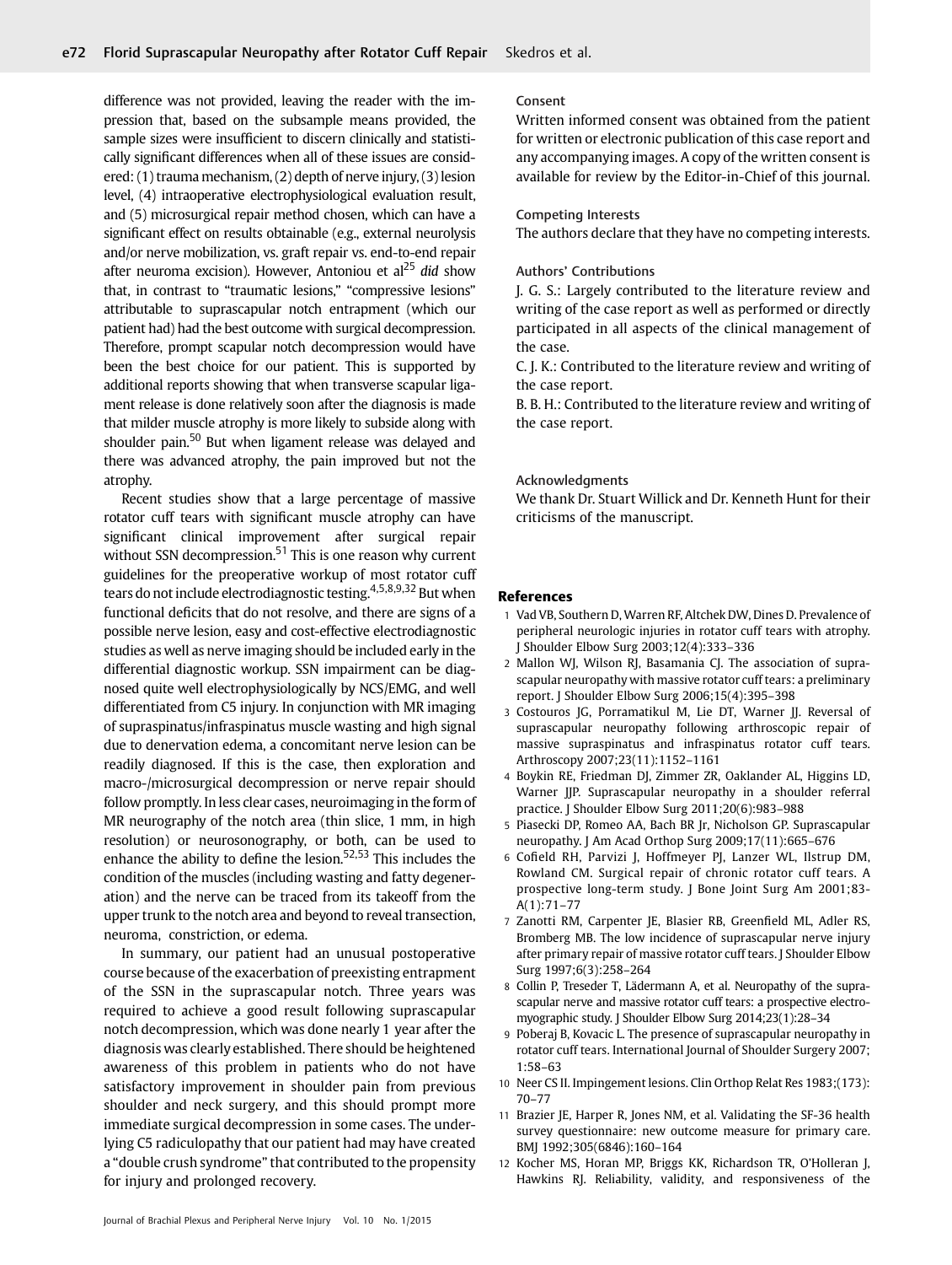difference was not provided, leaving the reader with the impression that, based on the subsample means provided, the sample sizes were insufficient to discern clinically and statistically significant differences when all of these issues are considered: (1) trauma mechanism, (2) depth of nerve injury, (3) lesion level, (4) intraoperative electrophysiological evaluation result, and (5) microsurgical repair method chosen, which can have a significant effect on results obtainable (e.g., external neurolysis and/or nerve mobilization, vs. graft repair vs. end-to-end repair after neuroma excision). However, Antoniou et al[25] *did* show that, in contrast to "traumatic lesions," "compressive lesions" attributable to suprascapular notch entrapment (which our patient had) had the best outcome with surgical decompression. Therefore, prompt scapular notch decompression would have been the best choice for our patient. This is supported by additional reports showing that when transverse scapular ligament release is done relatively soon after the diagnosis is made that milder muscle atrophy is more likely to subside along with shoulder pain.[50] But when ligament release was delayed and there was advanced atrophy, the pain improved but not the atrophy.

Recent studies show that a large percentage of massive rotator cuff tears with significant muscle atrophy can have significant clinical improvement after surgical repair without SSN decompression.[51] This is one reason why current guidelines for the preoperative workup of most rotator cuff tears do not include electrodiagnostic testing.[4,5,8,9,32] But when functional deficits that do not resolve, and there are signs of a possible nerve lesion, easy and cost-effective electrodiagnostic studies as well as nerve imaging should be included early in the differential diagnostic workup. SSN impairment can be diagnosed quite well electrophysiologically by NCS/EMG, and well differentiated from C5 injury. In conjunction with MR imaging of supraspinatus/infraspinatus muscle wasting and high signal due to denervation edema, a concomitant nerve lesion can be readily diagnosed. If this is the case, then exploration and macro-/microsurgical decompression or nerve repair should follow promptly. In less clear cases, neuroimaging in the form of MR neurography of the notch area (thin slice, 1 mm, in high resolution) or neurosonography, or both, can be used to enhance the ability to define the lesion.[52,53] This includes the condition of the muscles (including wasting and fatty degeneration) and the nerve can be traced from its takeoff from the upper trunk to the notch area and beyond to reveal transection, neuroma, constriction, or edema.

In summary, our patient had an unusual postoperative course because of the exacerbation of preexisting entrapment of the SSN in the suprascapular notch. Three years was required to achieve a good result following suprascapular notch decompression, which was done nearly 1 year after the diagnosis was clearly established. There should be heightened awareness of this problem in patients who do not have satisfactory improvement in shoulder pain from previous shoulder and neck surgery, and this should prompt more immediate surgical decompression in some cases. The underlying C5 radiculopathy that our patient had may have created a "double crush syndrome" that contributed to the propensity for injury and prolonged recovery.

### Consent

Written informed consent was obtained from the patient for written or electronic publication of this case report and any accompanying images. A copy of the written consent is available for review by the Editor-in-Chief of this journal.

### Competing Interests

The authors declare that they have no competing interests.

### Authors' Contributions

J. G. S.: Largely contributed to the literature review and writing of the case report as well as performed or directly participated in all aspects of the clinical management of the case.

C. J. K.: Contributed to the literature review and writing of the case report.

B. B. H.: Contributed to the literature review and writing of the case report.

### Acknowledgments

We thank Dr. Stuart Willick and Dr. Kenneth Hunt for their criticisms of the manuscript.

## References

1. Vad VB, Southern D, Warren RF, Altchek DW, Dines D. Prevalence of peripheral neurologic injuries in rotator cuff tears with atrophy. J Shoulder Elbow Surg 2003;12(4):333–336
2. Mallon WJ, Wilson RJ, Basamania CJ. The association of suprascapular neuropathy with massive rotator cuff tears: a preliminary report. J Shoulder Elbow Surg 2006;15(4):395–398
3. Costouros JG, Porramatikul M, Lie DT, Warner JJ. Reversal of suprascapular neuropathy following arthroscopic repair of massive supraspinatus and infraspinatus rotator cuff tears. Arthroscopy 2007;23(11):1152–1161
4. Boykin RE, Friedman DJ, Zimmer ZR, Oaklander AL, Higgins LD, Warner JJP. Suprascapular neuropathy in a shoulder referral practice. J Shoulder Elbow Surg 2011;20(6):983–988
5. Piasecki DP, Romeo AA, Bach BR Jr, Nicholson GP. Suprascapular neuropathy. J Am Acad Orthop Surg 2009;17(11):665–676
6. Cofield RH, Parvizi J, Hoffmeyer PJ, Lanzer WL, Ilstrup DM, Rowland CM. Surgical repair of chronic rotator cuff tears. A prospective long-term study. J Bone Joint Surg Am 2001;83-A(1):71–77
7. Zanotti RM, Carpenter JE, Blasier RB, Greenfield ML, Adler RS, Bromberg MB. The low incidence of suprascapular nerve injury after primary repair of massive rotator cuff tears. J Shoulder Elbow Surg 1997;6(3):258–264
8. Collin P, Treseder T, Lädermann A, et al. Neuropathy of the suprascapular nerve and massive rotator cuff tears: a prospective electromyographic study. J Shoulder Elbow Surg 2014;23(1):28–34
9. Poberaj B, Kovacic L. The presence of suprascapular neuropathy in rotator cuff tears. International Journal of Shoulder Surgery 2007; 1:58–63
10. Neer CS II. Impingement lesions. Clin Orthop Relat Res 1983;(173): 70–77
11. Brazier JE, Harper R, Jones NM, et al. Validating the SF-36 health survey questionnaire: new outcome measure for primary care. BMJ 1992;305(6846):160–164
12. Kocher MS, Horan MP, Briggs KK, Richardson TR, O'Holleran J, Hawkins RJ. Reliability, validity, and responsiveness of the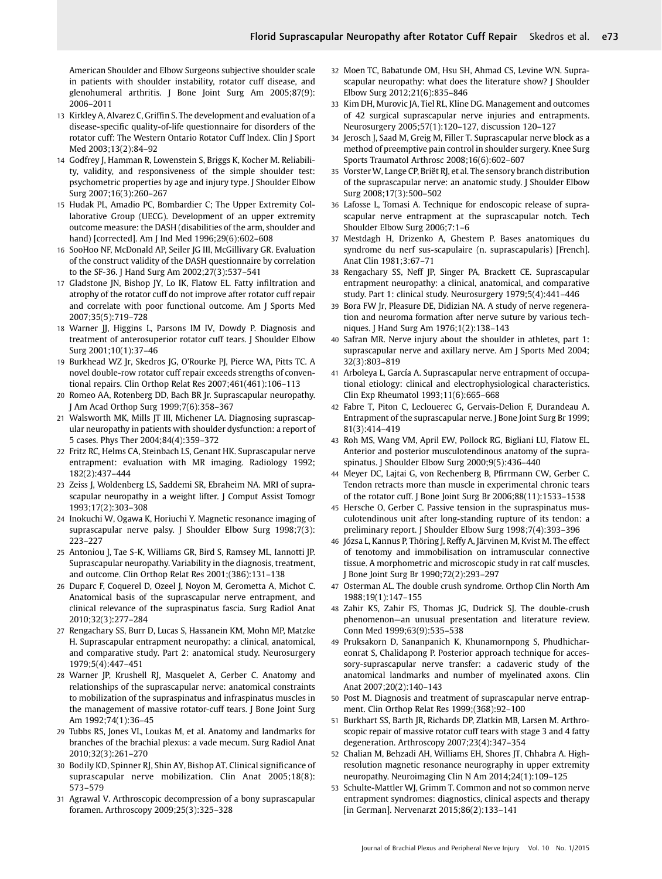American Shoulder and Elbow Surgeons subjective shoulder scale in patients with shoulder instability, rotator cuff disease, and glenohumeral arthritis. J Bone Joint Surg Am 2005;87(9): 2006–2011

13 Kirkley A, Alvarez C, Griffin S. The development and evaluation of a disease-specific quality-of-life questionnaire for disorders of the rotator cuff: The Western Ontario Rotator Cuff Index. Clin J Sport Med 2003;13(2):84–92

14 Godfrey J, Hamman R, Lowenstein S, Briggs K, Kocher M. Reliability, validity, and responsiveness of the simple shoulder test: psychometric properties by age and injury type. J Shoulder Elbow Surg 2007;16(3):260–267

15 Hudak PL, Amadio PC, Bombardier C; The Upper Extremity Collaborative Group (UECG). Development of an upper extremity outcome measure: the DASH (disabilities of the arm, shoulder and hand) [corrected]. Am J Ind Med 1996;29(6):602–608

16 SooHoo NF, McDonald AP, Seiler JG III, McGillivary GR. Evaluation of the construct validity of the DASH questionnaire by correlation to the SF-36. J Hand Surg Am 2002;27(3):537–541

17 Gladstone JN, Bishop JY, Lo IK, Flatow EL. Fatty infiltration and atrophy of the rotator cuff do not improve after rotator cuff repair and correlate with poor functional outcome. Am J Sports Med 2007;35(5):719–728

18 Warner JJ, Higgins L, Parsons IM IV, Dowdy P. Diagnosis and treatment of anterosuperior rotator cuff tears. J Shoulder Elbow Surg 2001;10(1):37–46

19 Burkhead WZ Jr, Skedros JG, O'Rourke PJ, Pierce WA, Pitts TC. A novel double-row rotator cuff repair exceeds strengths of conventional repairs. Clin Orthop Relat Res 2007;461(461):106–113

20 Romeo AA, Rotenberg DD, Bach BR Jr. Suprascapular neuropathy. J Am Acad Orthop Surg 1999;7(6):358–367

21 Walsworth MK, Mills JT III, Michener LA. Diagnosing suprascapular neuropathy in patients with shoulder dysfunction: a report of 5 cases. Phys Ther 2004;84(4):359–372

22 Fritz RC, Helms CA, Steinbach LS, Genant HK. Suprascapular nerve entrapment: evaluation with MR imaging. Radiology 1992; 182(2):437–444

23 Zeiss J, Woldenberg LS, Saddemi SR, Ebraheim NA. MRI of suprascapular neuropathy in a weight lifter. J Comput Assist Tomogr 1993;17(2):303–308

24 Inokuchi W, Ogawa K, Horiuchi Y. Magnetic resonance imaging of suprascapular nerve palsy. J Shoulder Elbow Surg 1998;7(3): 223–227

25 Antoniou J, Tae S-K, Williams GR, Bird S, Ramsey ML, Iannotti JP. Suprascapular neuropathy. Variability in the diagnosis, treatment, and outcome. Clin Orthop Relat Res 2001;(386):131–138

26 Duparc F, Coquerel D, Ozeel J, Noyon M, Gerometta A, Michot C. Anatomical basis of the suprascapular nerve entrapment, and clinical relevance of the supraspinatus fascia. Surg Radiol Anat 2010;32(3):277–284

27 Rengachary SS, Burr D, Lucas S, Hassanein KM, Mohn MP, Matzke H. Suprascapular entrapment neuropathy: a clinical, anatomical, and comparative study. Part 2: anatomical study. Neurosurgery 1979;5(4):447–451

28 Warner JP, Krushell RJ, Masquelet A, Gerber C. Anatomy and relationships of the suprascapular nerve: anatomical constraints to mobilization of the supraspinatus and infraspinatus muscles in the management of massive rotator-cuff tears. J Bone Joint Surg Am 1992;74(1):36–45

29 Tubbs RS, Jones VL, Loukas M, et al. Anatomy and landmarks for branches of the brachial plexus: a vade mecum. Surg Radiol Anat 2010;32(3):261–270

30 Bodily KD, Spinner RJ, Shin AY, Bishop AT. Clinical significance of suprascapular nerve mobilization. Clin Anat 2005;18(8): 573–579

31 Agrawal V. Arthroscopic decompression of a bony suprascapular foramen. Arthroscopy 2009;25(3):325–328

32 Moen TC, Babatunde OM, Hsu SH, Ahmad CS, Levine WN. Suprascapular neuropathy: what does the literature show? J Shoulder Elbow Surg 2012;21(6):835–846

33 Kim DH, Murovic JA, Tiel RL, Kline DG. Management and outcomes of 42 surgical suprascapular nerve injuries and entrapments. Neurosurgery 2005;57(1):120–127, discussion 120–127

34 Jerosch J, Saad M, Greig M, Filler T. Suprascapular nerve block as a method of preemptive pain control in shoulder surgery. Knee Surg Sports Traumatol Arthrosc 2008;16(6):602–607

35 Vorster W, Lange CP, Briët RJ, et al. The sensory branch distribution of the suprascapular nerve: an anatomic study. J Shoulder Elbow Surg 2008;17(3):500–502

36 Lafosse L, Tomasi A. Technique for endoscopic release of suprascapular nerve entrapment at the suprascapular notch. Tech Shoulder Elbow Surg 2006;7:1–6

37 Mestdagh H, Drizenko A, Ghestem P. Bases anatomiques du syndrome du nerf sus-scapulaire (n. suprascapularis) [French]. Anat Clin 1981;3:67–71

38 Rengachary SS, Neff JP, Singer PA, Brackett CE. Suprascapular entrapment neuropathy: a clinical, anatomical, and comparative study. Part 1: clinical study. Neurosurgery 1979;5(4):441–446

39 Bora FW Jr, Pleasure DE, Didizian NA. A study of nerve regeneration and neuroma formation after nerve suture by various techniques. J Hand Surg Am 1976;1(2):138–143

40 Safran MR. Nerve injury about the shoulder in athletes, part 1: suprascapular nerve and axillary nerve. Am J Sports Med 2004; 32(3):803–819

41 Arboleya L, García A. Suprascapular nerve entrapment of occupational etiology: clinical and electrophysiological characteristics. Clin Exp Rheumatol 1993;11(6):665–668

42 Fabre T, Piton C, Leclouerec G, Gervais-Delion F, Durandeau A. Entrapment of the suprascapular nerve. J Bone Joint Surg Br 1999; 81(3):414–419

43 Roh MS, Wang VM, April EW, Pollock RG, Bigliani LU, Flatow EL. Anterior and posterior musculotendinous anatomy of the supraspinatus. J Shoulder Elbow Surg 2000;9(5):436–440

44 Meyer DC, Lajtai G, von Rechenberg B, Pfirrmann CW, Gerber C. Tendon retracts more than muscle in experimental chronic tears of the rotator cuff. J Bone Joint Surg Br 2006;88(11):1533–1538

45 Hersche O, Gerber C. Passive tension in the supraspinatus musculotendinous unit after long-standing rupture of its tendon: a preliminary report. J Shoulder Elbow Surg 1998;7(4):393–396

46 Józsa L, Kannus P, Thöring J, Reffy A, Järvinen M, Kvist M. The effect of tenotomy and immobilisation on intramuscular connective tissue. A morphometric and microscopic study in rat calf muscles. J Bone Joint Surg Br 1990;72(2):293–297

47 Osterman AL. The double crush syndrome. Orthop Clin North Am 1988;19(1):147–155

48 Zahir KS, Zahir FS, Thomas JG, Dudrick SJ. The double-crush phenomenon—an unusual presentation and literature review. Conn Med 1999;63(9):535–538

49 Pruksakorn D, Sananpanich K, Khunamornpong S, Phudhichareonrat S, Chalidapong P. Posterior approach technique for accessory-suprascapular nerve transfer: a cadaveric study of the anatomical landmarks and number of myelinated axons. Clin Anat 2007;20(2):140–143

50 Post M. Diagnosis and treatment of suprascapular nerve entrapment. Clin Orthop Relat Res 1999;(368):92–100

51 Burkhart SS, Barth JR, Richards DP, Zlatkin MB, Larsen M. Arthroscopic repair of massive rotator cuff tears with stage 3 and 4 fatty degeneration. Arthroscopy 2007;23(4):347–354

52 Chalian M, Behzadi AH, Williams EH, Shores JT, Chhabra A. High-resolution magnetic resonance neurography in upper extremity neuropathy. Neuroimaging Clin N Am 2014;24(1):109–125

53 Schulte-Mattler WJ, Grimm T. Common and not so common nerve entrapment syndromes: diagnostics, clinical aspects and therapy [in German]. Nervenarzt 2015;86(2):133–141